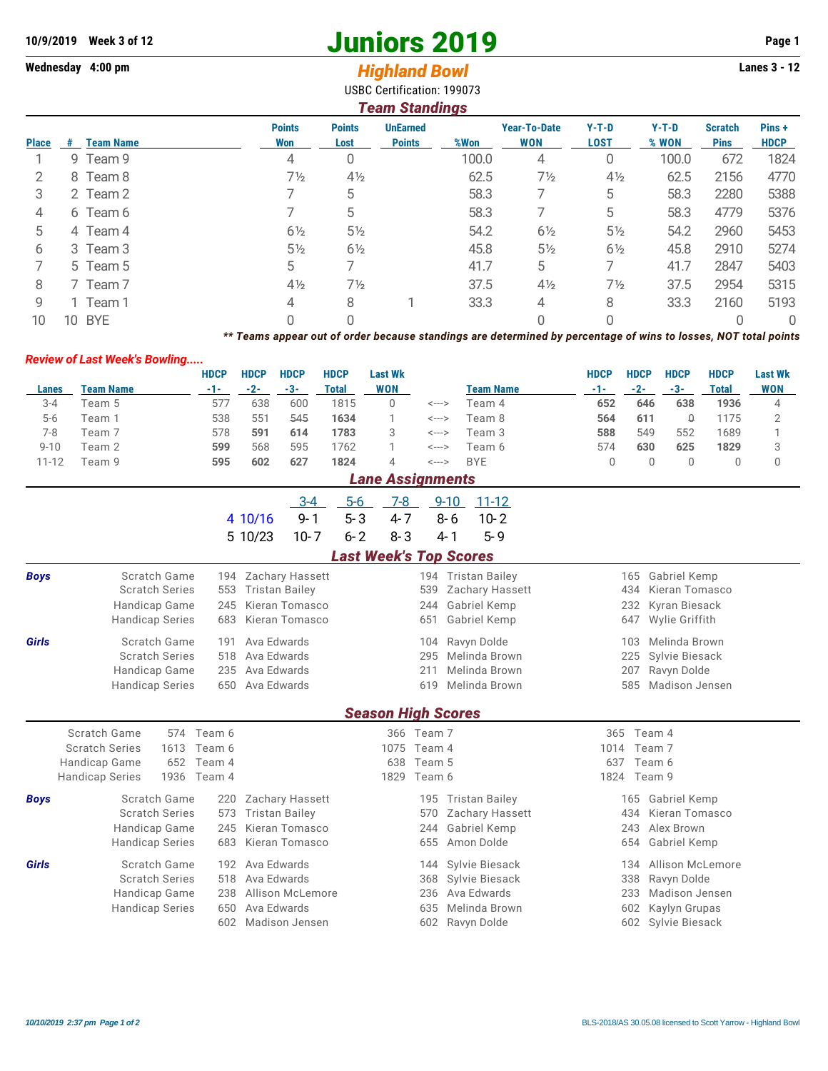10/9/2019 Week 3 of 12

Wednesday 4:00 pm

# Juniors 2019

## *Highland Bowl*

Lanes 3 - 12

USBC Certification: 199073

## *Team Standings*

| Place | # | Team Name | Points Won | Points Lost | UnEarned Points | %Won | Year-To-Date WON | Y-T-D LOST | Y-T-D % WON | Scratch Pins | Pins + HDCP |
|---|---|---|---|---|---|---|---|---|---|---|---|
| 1 | 9 | Team 9 | 4 | 0 | | 100.0 | 4 | 0 | 100.0 | 672 | 1824 |
| 2 | 8 | Team 8 | 7½ | 4½ | | 62.5 | 7½ | 4½ | 62.5 | 2156 | 4770 |
| 3 | 2 | Team 2 | 7 | 5 | | 58.3 | 7 | 5 | 58.3 | 2280 | 5388 |
| 4 | 6 | Team 6 | 7 | 5 | | 58.3 | 7 | 5 | 58.3 | 4779 | 5376 |
| 5 | 4 | Team 4 | 6½ | 5½ | | 54.2 | 6½ | 5½ | 54.2 | 2960 | 5453 |
| 6 | 3 | Team 3 | 5½ | 6½ | | 45.8 | 5½ | 6½ | 45.8 | 2910 | 5274 |
| 7 | 5 | Team 5 | 5 | 7 | | 41.7 | 5 | 7 | 41.7 | 2847 | 5403 |
| 8 | 7 | Team 7 | 4½ | 7½ | | 37.5 | 4½ | 7½ | 37.5 | 2954 | 5315 |
| 9 | 1 | Team 1 | 4 | 8 | 1 | 33.3 | 4 | 8 | 33.3 | 2160 | 5193 |
| 10 | 10 | BYE | 0 | 0 | | | 0 | 0 | | 0 | 0 |

*\*\* Teams appear out of order because standings are determined by percentage of wins to losses, NOT total points*

### *Review of Last Week's Bowling.....*

| Lanes | Team Name | HDCP -1- | HDCP -2- | HDCP -3- | HDCP Total | Last Wk WON | | Team Name | HDCP -1- | HDCP -2- | HDCP -3- | HDCP Total | Last Wk WON |
|---|---|---|---|---|---|---|---|---|---|---|---|---|---|
| 3-4 | Team 5 | 577 | 638 | 600 | 1815 | 0 | <---> | Team 4 | **652** | **646** | **638** | **1936** | 4 |
| 5-6 | Team 1 | 538 | 551 | 545 | **1634** | 1 | <---> | Team 8 | **564** | **611** | 0 | 1175 | 2 |
| 7-8 | Team 7 | 578 | **591** | **614** | **1783** | 3 | <---> | Team 3 | **588** | 549 | 552 | 1689 | 1 |
| 9-10 | Team 2 | **599** | 568 | 595 | 1762 | 1 | <---> | Team 6 | 574 | **630** | **625** | **1829** | 3 |
| 11-12 | Team 9 | **595** | **602** | **627** | **1824** | 4 | <---> | BYE | 0 | 0 | 0 | 0 | 0 |

## *Lane Assignments*

| | | 3-4 | 5-6 | 7-8 | 9-10 | 11-12 |
|---|---|---|---|---|---|---|
| 4 | 10/16 | 9- 1 | 5- 3 | 4- 7 | 8- 6 | 10- 2 |
| 5 | 10/23 | 10- 7 | 6- 2 | 8- 3 | 4- 1 | 5- 9 |

## *Last Week's Top Scores*

| | | | | | | | |
|---|---|---|---|---|---|---|---|
| **Boys** | Scratch Game | 194 | Zachary Hassett | 194 | Tristan Bailey | 165 | Gabriel Kemp |
| | Scratch Series | 553 | Tristan Bailey | 539 | Zachary Hassett | 434 | Kieran Tomasco |
| | Handicap Game | 245 | Kieran Tomasco | 244 | Gabriel Kemp | 232 | Kyran Biesack |
| | Handicap Series | 683 | Kieran Tomasco | 651 | Gabriel Kemp | 647 | Wylie Griffith |
| **Girls** | Scratch Game | 191 | Ava Edwards | 104 | Ravyn Dolde | 103 | Melinda Brown |
| | Scratch Series | 518 | Ava Edwards | 295 | Melinda Brown | 225 | Sylvie Biesack |
| | Handicap Game | 235 | Ava Edwards | 211 | Melinda Brown | 207 | Ravyn Dolde |
| | Handicap Series | 650 | Ava Edwards | 619 | Melinda Brown | 585 | Madison Jensen |

## *Season High Scores*

| | | | | | | |
|---|---|---|---|---|---|---|
| Scratch Game | 574 | Team 6 | 366 | Team 7 | 365 | Team 4 |
| Scratch Series | 1613 | Team 6 | 1075 | Team 4 | 1014 | Team 7 |
| Handicap Game | 652 | Team 4 | 638 | Team 5 | 637 | Team 6 |
| Handicap Series | 1936 | Team 4 | 1829 | Team 6 | 1824 | Team 9 |

| | | | | | | | |
|---|---|---|---|---|---|---|---|
| **Boys** | Scratch Game | 220 | Zachary Hassett | 195 | Tristan Bailey | 165 | Gabriel Kemp |
| | Scratch Series | 573 | Tristan Bailey | 570 | Zachary Hassett | 434 | Kieran Tomasco |
| | Handicap Game | 245 | Kieran Tomasco | 244 | Gabriel Kemp | 243 | Alex Brown |
| | Handicap Series | 683 | Kieran Tomasco | 655 | Amon Dolde | 654 | Gabriel Kemp |
| **Girls** | Scratch Game | 192 | Ava Edwards | 144 | Sylvie Biesack | 134 | Allison McLemore |
| | Scratch Series | 518 | Ava Edwards | 368 | Sylvie Biesack | 338 | Ravyn Dolde |
| | Handicap Game | 238 | Allison McLemore | 236 | Ava Edwards | 233 | Madison Jensen |
| | Handicap Series | 650 | Ava Edwards | 635 | Melinda Brown | 602 | Kaylyn Grupas |
| | | 602 | Madison Jensen | 602 | Ravyn Dolde | 602 | Sylvie Biesack |

*10/10/2019 2:37 pm*

BLS-2018/AS 30.05.08 licensed to Scott Yarrow - Highland Bowl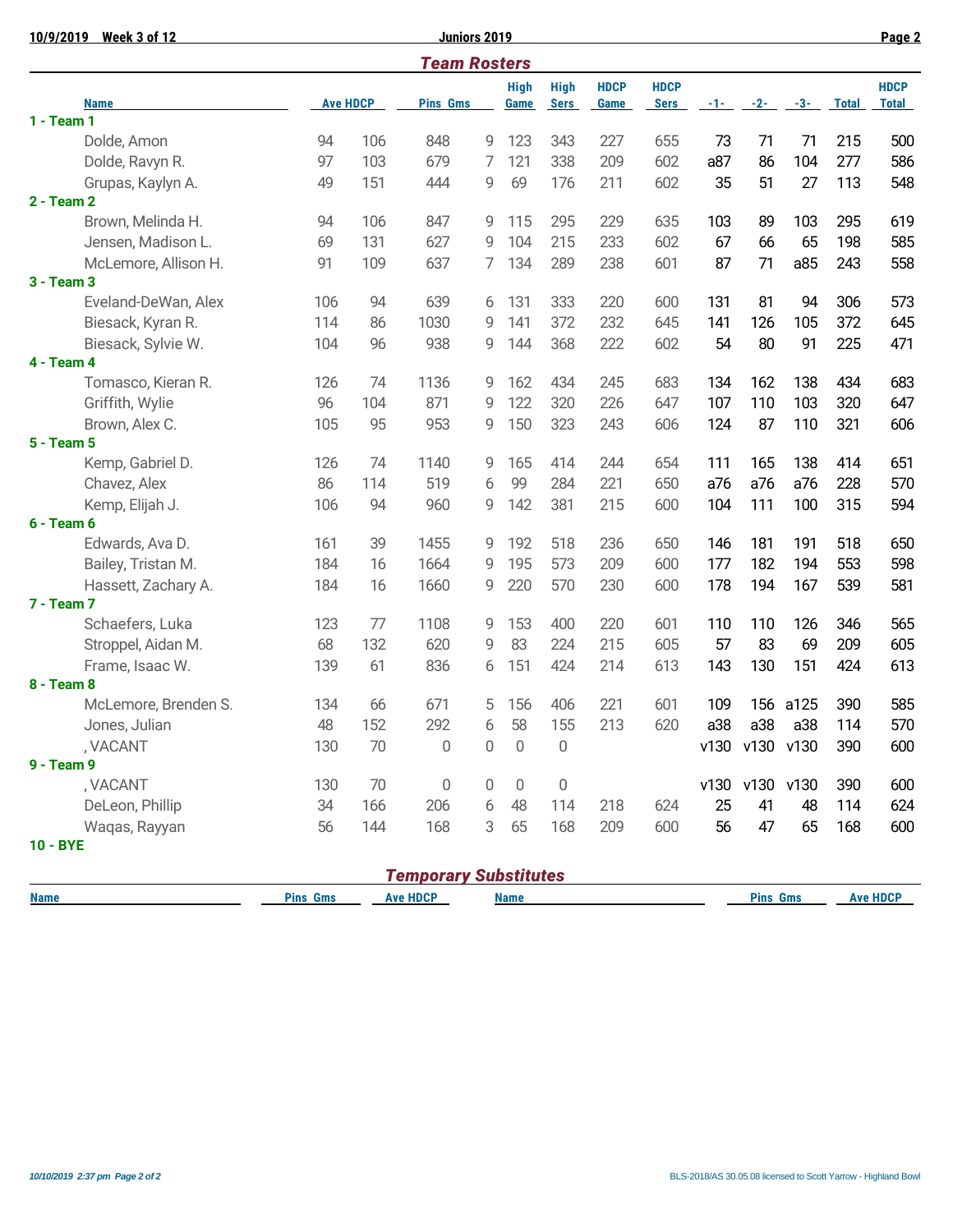## Team Rosters

| Name | Ave | HDCP | Pins | Gms | High Game | High Sers | HDCP Game | HDCP Sers | -1- | -2- | -3- | Total | HDCP Total |
|---|---|---|---|---|---|---|---|---|---|---|---|---|---|
| **1 - Team 1** | | | | | | | | | | | | | |
| Dolde, Amon | 94 | 106 | 848 | 9 | 123 | 343 | 227 | 655 | 73 | 71 | 71 | 215 | 500 |
| Dolde, Ravyn R. | 97 | 103 | 679 | 7 | 121 | 338 | 209 | 602 | a87 | 86 | 104 | 277 | 586 |
| Grupas, Kaylyn A. | 49 | 151 | 444 | 9 | 69 | 176 | 211 | 602 | 35 | 51 | 27 | 113 | 548 |
| **2 - Team 2** | | | | | | | | | | | | | |
| Brown, Melinda H. | 94 | 106 | 847 | 9 | 115 | 295 | 229 | 635 | 103 | 89 | 103 | 295 | 619 |
| Jensen, Madison L. | 69 | 131 | 627 | 9 | 104 | 215 | 233 | 602 | 67 | 66 | 65 | 198 | 585 |
| McLemore, Allison H. | 91 | 109 | 637 | 7 | 134 | 289 | 238 | 601 | 87 | 71 | a85 | 243 | 558 |
| **3 - Team 3** | | | | | | | | | | | | | |
| Eveland-DeWan, Alex | 106 | 94 | 639 | 6 | 131 | 333 | 220 | 600 | 131 | 81 | 94 | 306 | 573 |
| Biesack, Kyran R. | 114 | 86 | 1030 | 9 | 141 | 372 | 232 | 645 | 141 | 126 | 105 | 372 | 645 |
| Biesack, Sylvie W. | 104 | 96 | 938 | 9 | 144 | 368 | 222 | 602 | 54 | 80 | 91 | 225 | 471 |
| **4 - Team 4** | | | | | | | | | | | | | |
| Tomasco, Kieran R. | 126 | 74 | 1136 | 9 | 162 | 434 | 245 | 683 | 134 | 162 | 138 | 434 | 683 |
| Griffith, Wylie | 96 | 104 | 871 | 9 | 122 | 320 | 226 | 647 | 107 | 110 | 103 | 320 | 647 |
| Brown, Alex C. | 105 | 95 | 953 | 9 | 150 | 323 | 243 | 606 | 124 | 87 | 110 | 321 | 606 |
| **5 - Team 5** | | | | | | | | | | | | | |
| Kemp, Gabriel D. | 126 | 74 | 1140 | 9 | 165 | 414 | 244 | 654 | 111 | 165 | 138 | 414 | 651 |
| Chavez, Alex | 86 | 114 | 519 | 6 | 99 | 284 | 221 | 650 | a76 | a76 | a76 | 228 | 570 |
| Kemp, Elijah J. | 106 | 94 | 960 | 9 | 142 | 381 | 215 | 600 | 104 | 111 | 100 | 315 | 594 |
| **6 - Team 6** | | | | | | | | | | | | | |
| Edwards, Ava D. | 161 | 39 | 1455 | 9 | 192 | 518 | 236 | 650 | 146 | 181 | 191 | 518 | 650 |
| Bailey, Tristan M. | 184 | 16 | 1664 | 9 | 195 | 573 | 209 | 600 | 177 | 182 | 194 | 553 | 598 |
| Hassett, Zachary A. | 184 | 16 | 1660 | 9 | 220 | 570 | 230 | 600 | 178 | 194 | 167 | 539 | 581 |
| **7 - Team 7** | | | | | | | | | | | | | |
| Schaefers, Luka | 123 | 77 | 1108 | 9 | 153 | 400 | 220 | 601 | 110 | 110 | 126 | 346 | 565 |
| Stroppel, Aidan M. | 68 | 132 | 620 | 9 | 83 | 224 | 215 | 605 | 57 | 83 | 69 | 209 | 605 |
| Frame, Isaac W. | 139 | 61 | 836 | 6 | 151 | 424 | 214 | 613 | 143 | 130 | 151 | 424 | 613 |
| **8 - Team 8** | | | | | | | | | | | | | |
| McLemore, Brenden S. | 134 | 66 | 671 | 5 | 156 | 406 | 221 | 601 | 109 | 156 | a125 | 390 | 585 |
| Jones, Julian | 48 | 152 | 292 | 6 | 58 | 155 | 213 | 620 | a38 | a38 | a38 | 114 | 570 |
| , VACANT | 130 | 70 | 0 | 0 | 0 | 0 | | | v130 | v130 | v130 | 390 | 600 |
| **9 - Team 9** | | | | | | | | | | | | | |
| , VACANT | 130 | 70 | 0 | 0 | 0 | 0 | | | v130 | v130 | v130 | 390 | 600 |
| DeLeon, Phillip | 34 | 166 | 206 | 6 | 48 | 114 | 218 | 624 | 25 | 41 | 48 | 114 | 624 |
| Waqas, Rayyan | 56 | 144 | 168 | 3 | 65 | 168 | 209 | 600 | 56 | 47 | 65 | 168 | 600 |
| **10 - BYE** | | | | | | | | | | | | | |

## Temporary Substitutes

| Name | Pins | Gms | Ave | HDCP | Name | Pins | Gms | Ave | HDCP |
|---|---|---|---|---|---|---|---|---|---|